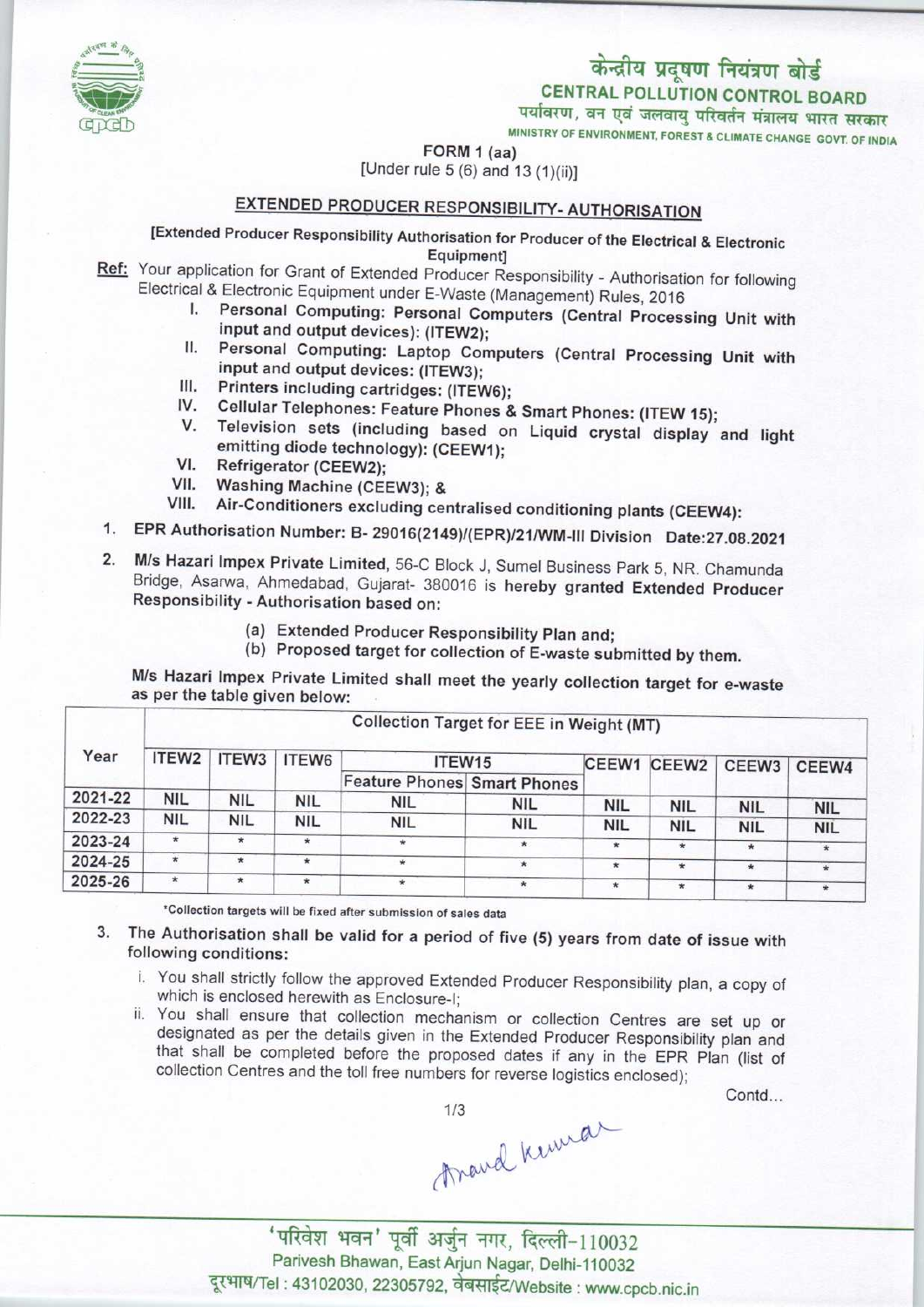# केन्द्रीय प्रदूषण नियंत्रण बोर्ड

## CENTRAL POLLUTION CONTROL BOARD

पर्यावरण, वन एवं जलवायु परिवर्तन मंत्रालय भारत सरकार

MINISTRY OF ENVIRONMENT, FOREST & CLIMATE CHANGE GOVT. OF INDIA

FORM 1 (aa)

[Under rule 5 (6) and 13 (1)(ii)]

## EXTENDED PRODUCER RESPONSIBILITY- AUTHORISATION

[Extended Producer Responsibility Authorisation for Producer of the Electrical & Electronic Equipment]

**Ref:** Your application for Grant of Extended Producer Responsibility - Authorisation for following Electrical & Electronic Equipment under E-Waste (Management) Rules, 2016

I. Personal Computing: Personal Computers (Central Processing Unit with input and output devices): (ITEW2);
II. Personal Computing: Laptop Computers (Central Processing Unit with input and output devices: (ITEW3);
III. Printers including cartridges: (ITEW6);
IV. Cellular Telephones: Feature Phones & Smart Phones: (ITEW 15);
V. Television sets (including based on Liquid crystal display and light emitting diode technology): (CEEW1);
VI. Refrigerator (CEEW2);
VII. Washing Machine (CEEW3); &
VIII. Air-Conditioners excluding centralised conditioning plants (CEEW4):

1. EPR Authorisation Number: B- 29016(2149)/(EPR)/21/WM-III Division Date:27.08.2021

2. M/s Hazari Impex Private Limited, 56-C Block J, Sumel Business Park 5, NR. Chamunda Bridge, Asarwa, Ahmedabad, Gujarat- 380016 is hereby granted Extended Producer Responsibility - Authorisation based on:

   (a) Extended Producer Responsibility Plan and;
   (b) Proposed target for collection of E-waste submitted by them.

M/s Hazari Impex Private Limited shall meet the yearly collection target for e-waste as per the table given below:

| Year | Collection Target for EEE in Weight (MT) | | | | | | | | |
|---|---|---|---|---|---|---|---|---|---|
| | ITEW2 | ITEW3 | ITEW6 | ITEW15 | | CEEW1 | CEEW2 | CEEW3 | CEEW4 |
| | | | | Feature Phones | Smart Phones | | | | |
| 2021-22 | NIL | NIL | NIL | NIL | NIL | NIL | NIL | NIL | NIL |
| 2022-23 | NIL | NIL | NIL | NIL | NIL | NIL | NIL | NIL | NIL |
| 2023-24 | * | * | * | * | * | * | * | * | * |
| 2024-25 | * | * | * | * | * | * | * | * | * |
| 2025-26 | * | * | * | * | * | * | * | * | * |

*Collection targets will be fixed after submission of sales data

3. The Authorisation shall be valid for a period of five (5) years from date of issue with following conditions:

   i. You shall strictly follow the approved Extended Producer Responsibility plan, a copy of which is enclosed herewith as Enclosure-I;
   ii. You shall ensure that collection mechanism or collection Centres are set up or designated as per the details given in the Extended Producer Responsibility plan and that shall be completed before the proposed dates if any in the EPR Plan (list of collection Centres and the toll free numbers for reverse logistics enclosed);

Contd...

Anand Kumar

'परिवेश भवन' पूर्वी अर्जुन नगर, दिल्ली-110032
Parivesh Bhawan, East Arjun Nagar, Delhi-110032
दूरभाष/Tel : 43102030, 22305792, वेबसाईट/Website : www.cpcb.nic.in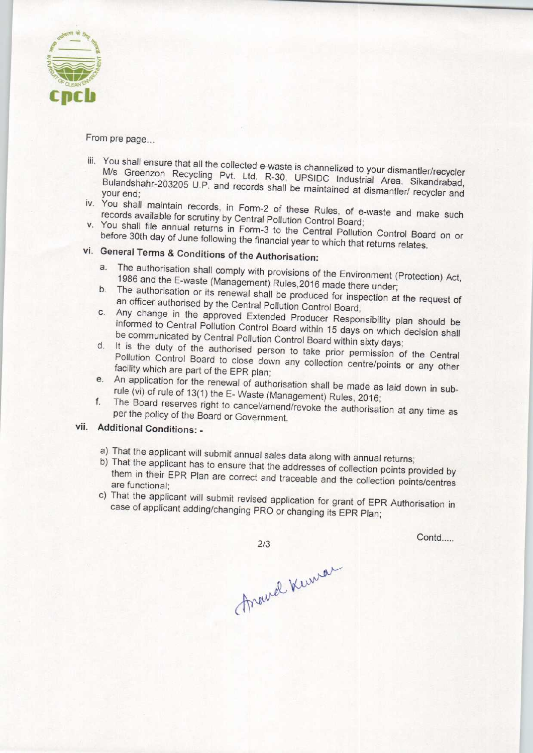From pre page...

iii. You shall ensure that all the collected e-waste is channelized to your dismantler/recycler M/s Greenzon Recycling Pvt. Ltd. R-30, UPSIDC Industrial Area, Sikandrabad, Bulandshahr-203205 U.P. and records shall be maintained at dismantler/ recycler and your end;

iv. You shall maintain records, in Form-2 of these Rules, of e-waste and make such records available for scrutiny by Central Pollution Control Board;

v. You shall file annual returns in Form-3 to the Central Pollution Control Board on or before 30th day of June following the financial year to which that returns relates.

vi. **General Terms & Conditions of the Authorisation:**

   a. The authorisation shall comply with provisions of the Environment (Protection) Act, 1986 and the E-waste (Management) Rules,2016 made there under;
   
   b. The authorisation or its renewal shall be produced for inspection at the request of an officer authorised by the Central Pollution Control Board;
   
   c. Any change in the approved Extended Producer Responsibility plan should be informed to Central Pollution Control Board within 15 days on which decision shall be communicated by Central Pollution Control Board within sixty days;
   
   d. It is the duty of the authorised person to take prior permission of the Central Pollution Control Board to close down any collection centre/points or any other facility which are part of the EPR plan;
   
   e. An application for the renewal of authorisation shall be made as laid down in sub-rule (vi) of rule of 13(1) the E- Waste (Management) Rules, 2016;
   
   f. The Board reserves right to cancel/amend/revoke the authorisation at any time as per the policy of the Board or Government.

vii. **Additional Conditions: -**

   a) That the applicant will submit annual sales data along with annual returns;
   
   b) That the applicant has to ensure that the addresses of collection points provided by them in their EPR Plan are correct and traceable and the collection points/centres are functional;
   
   c) That the applicant will submit revised application for grant of EPR Authorisation in case of applicant adding/changing PRO or changing its EPR Plan;

Contd.....

Anand Kumar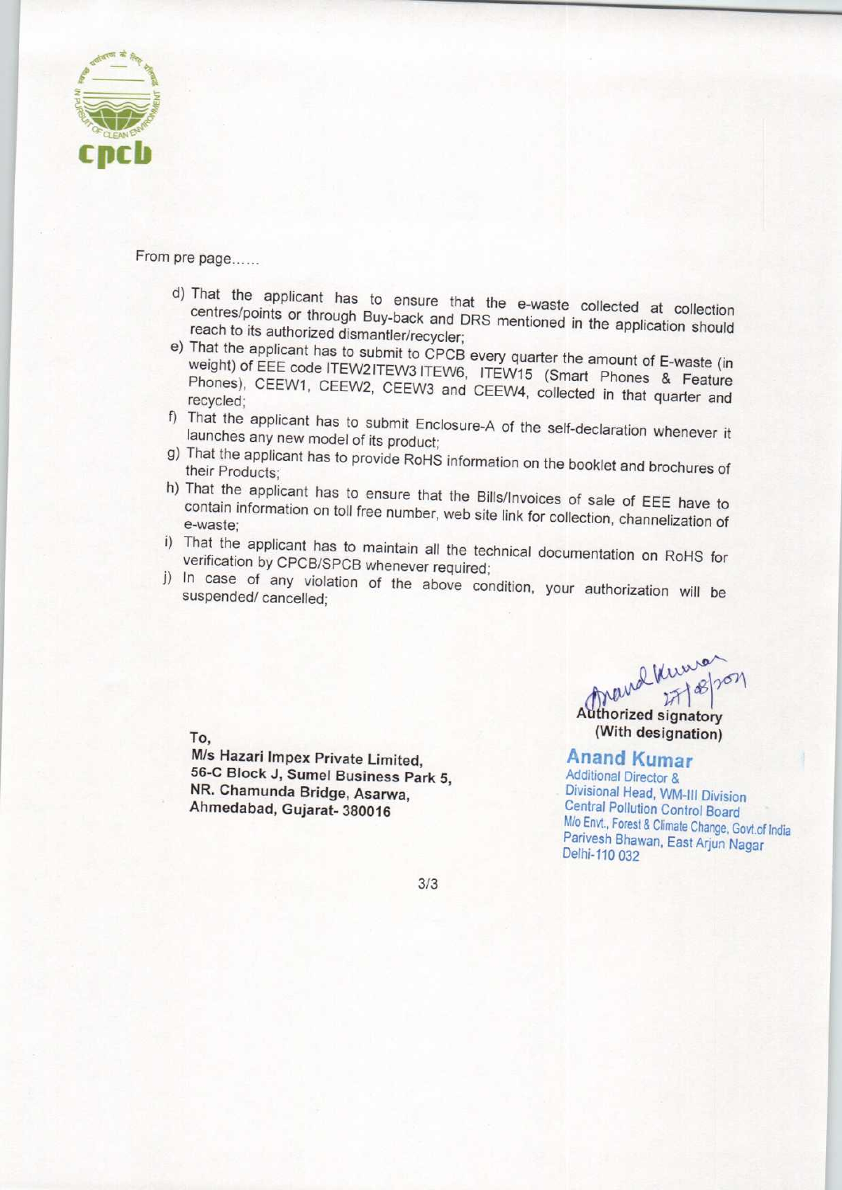From pre page……

d) That the applicant has to ensure that the e-waste collected at collection centres/points or through Buy-back and DRS mentioned in the application should reach to its authorized dismantler/recycler;
e) That the applicant has to submit to CPCB every quarter the amount of E-waste (in weight) of EEE code ITEW2ITEW3 ITEW6, ITEW15 (Smart Phones & Feature Phones), CEEW1, CEEW2, CEEW3 and CEEW4, collected in that quarter and recycled;
f) That the applicant has to submit Enclosure-A of the self-declaration whenever it launches any new model of its product;
g) That the applicant has to provide RoHS information on the booklet and brochures of their Products;
h) That the applicant has to ensure that the Bills/Invoices of sale of EEE have to contain information on toll free number, web site link for collection, channelization of e-waste;
i) That the applicant has to maintain all the technical documentation on RoHS for verification by CPCB/SPCB whenever required;
j) In case of any violation of the above condition, your authorization will be suspended/ cancelled;

Authorized signatory
(With designation)

**Anand Kumar**
Additional Director &
Divisional Head, WM-III Division
Central Pollution Control Board
M/o Envt., Forest & Climate Change, Govt.of India
Parivesh Bhawan, East Arjun Nagar
Delhi-110 032

To,
**M/s Hazari Impex Private Limited,**
**56-C Block J, Sumel Business Park 5,**
**NR. Chamunda Bridge, Asarwa,**
**Ahmedabad, Gujarat- 380016**